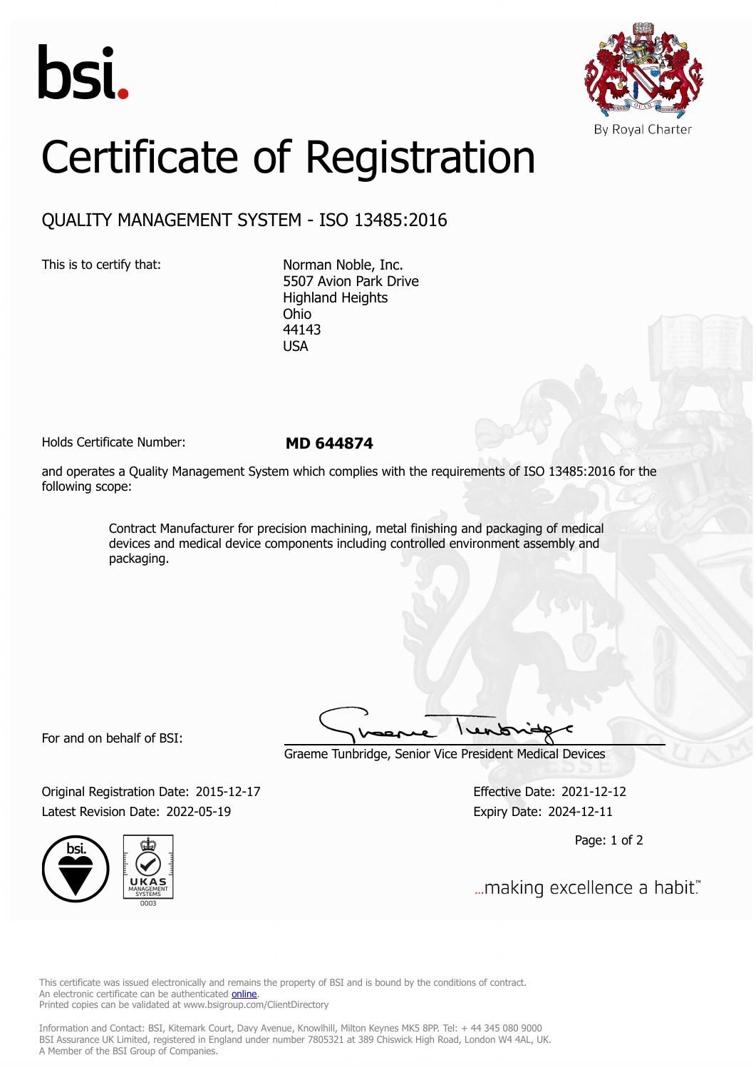bsi.

By Royal Charter

# Certificate of Registration

## QUALITY MANAGEMENT SYSTEM - ISO 13485:2016

This is to certify that:

Norman Noble, Inc.
5507 Avion Park Drive
Highland Heights
Ohio
44143
USA

Holds Certificate Number: **MD 644874**

and operates a Quality Management System which complies with the requirements of ISO 13485:2016 for the following scope:

> Contract Manufacturer for precision machining, metal finishing and packaging of medical devices and medical device components including controlled environment assembly and packaging.

For and on behalf of BSI:

Graeme Tunbridge, Senior Vice President Medical Devices

Original Registration Date: 2015-12-17
Latest Revision Date: 2022-05-19

Effective Date: 2021-12-12
Expiry Date: 2024-12-11

...making excellence a habit.™

This certificate was issued electronically and remains the property of BSI and is bound by the conditions of contract.
An electronic certificate can be authenticated online.
Printed copies can be validated at www.bsigroup.com/ClientDirectory

Information and Contact: BSI, Kitemark Court, Davy Avenue, Knowlhill, Milton Keynes MK5 8PP. Tel: + 44 345 080 9000
BSI Assurance UK Limited, registered in England under number 7805321 at 389 Chiswick High Road, London W4 4AL, UK.
A Member of the BSI Group of Companies.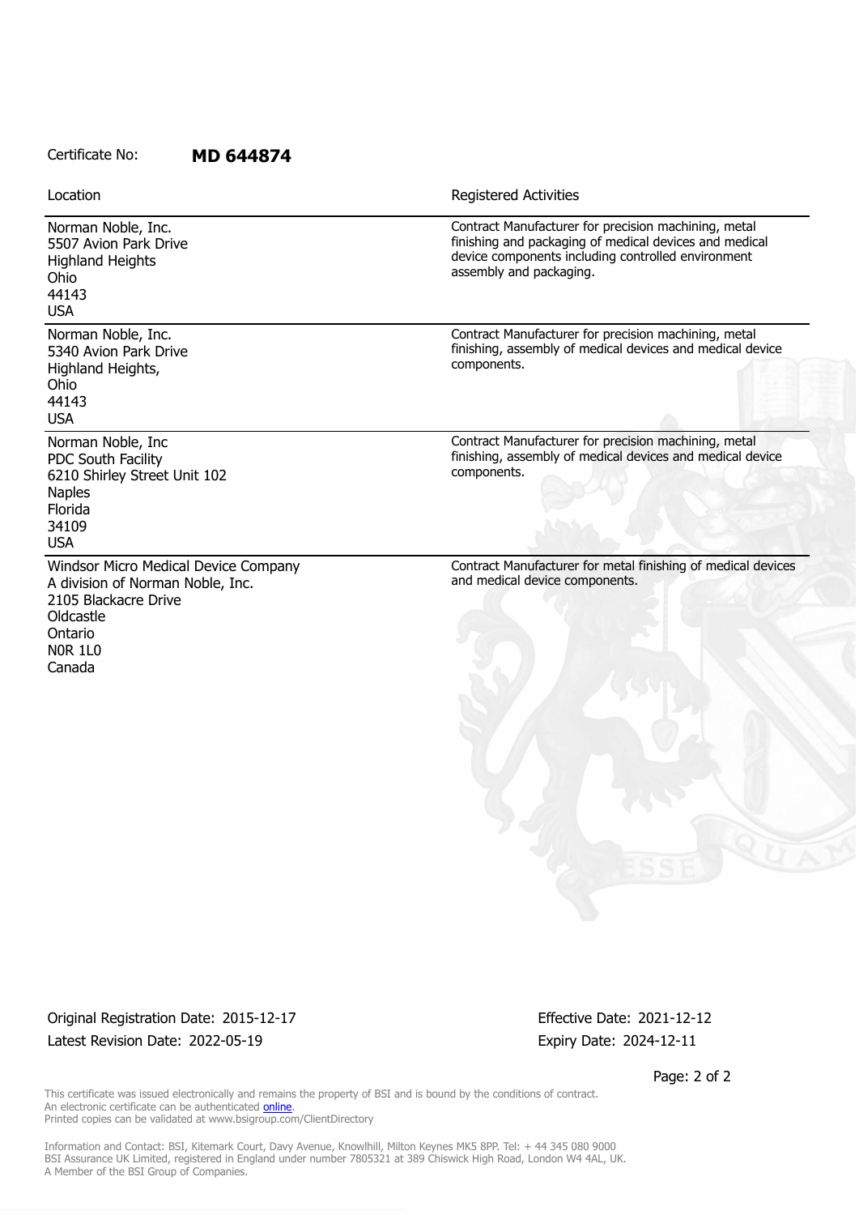Certificate No: **MD 644874**

| Location | Registered Activities |
| --- | --- |
| Norman Noble, Inc.<br>5507 Avion Park Drive<br>Highland Heights<br>Ohio<br>44143<br>USA | Contract Manufacturer for precision machining, metal finishing and packaging of medical devices and medical device components including controlled environment assembly and packaging. |
| Norman Noble, Inc.<br>5340 Avion Park Drive<br>Highland Heights,<br>Ohio<br>44143<br>USA | Contract Manufacturer for precision machining, metal finishing, assembly of medical devices and medical device components. |
| Norman Noble, Inc<br>PDC South Facility<br>6210 Shirley Street Unit 102<br>Naples<br>Florida<br>34109<br>USA | Contract Manufacturer for precision machining, metal finishing, assembly of medical devices and medical device components. |
| Windsor Micro Medical Device Company<br>A division of Norman Noble, Inc.<br>2105 Blackacre Drive<br>Oldcastle<br>Ontario<br>N0R 1L0<br>Canada | Contract Manufacturer for metal finishing of medical devices and medical device components. |

Original Registration Date: 2015-12-17
Latest Revision Date: 2022-05-19

Effective Date: 2021-12-12
Expiry Date: 2024-12-11

This certificate was issued electronically and remains the property of BSI and is bound by the conditions of contract.
An electronic certificate can be authenticated online.
Printed copies can be validated at www.bsigroup.com/ClientDirectory

Information and Contact: BSI, Kitemark Court, Davy Avenue, Knowlhill, Milton Keynes MK5 8PP. Tel: + 44 345 080 9000
BSI Assurance UK Limited, registered in England under number 7805321 at 389 Chiswick High Road, London W4 4AL, UK.
A Member of the BSI Group of Companies.